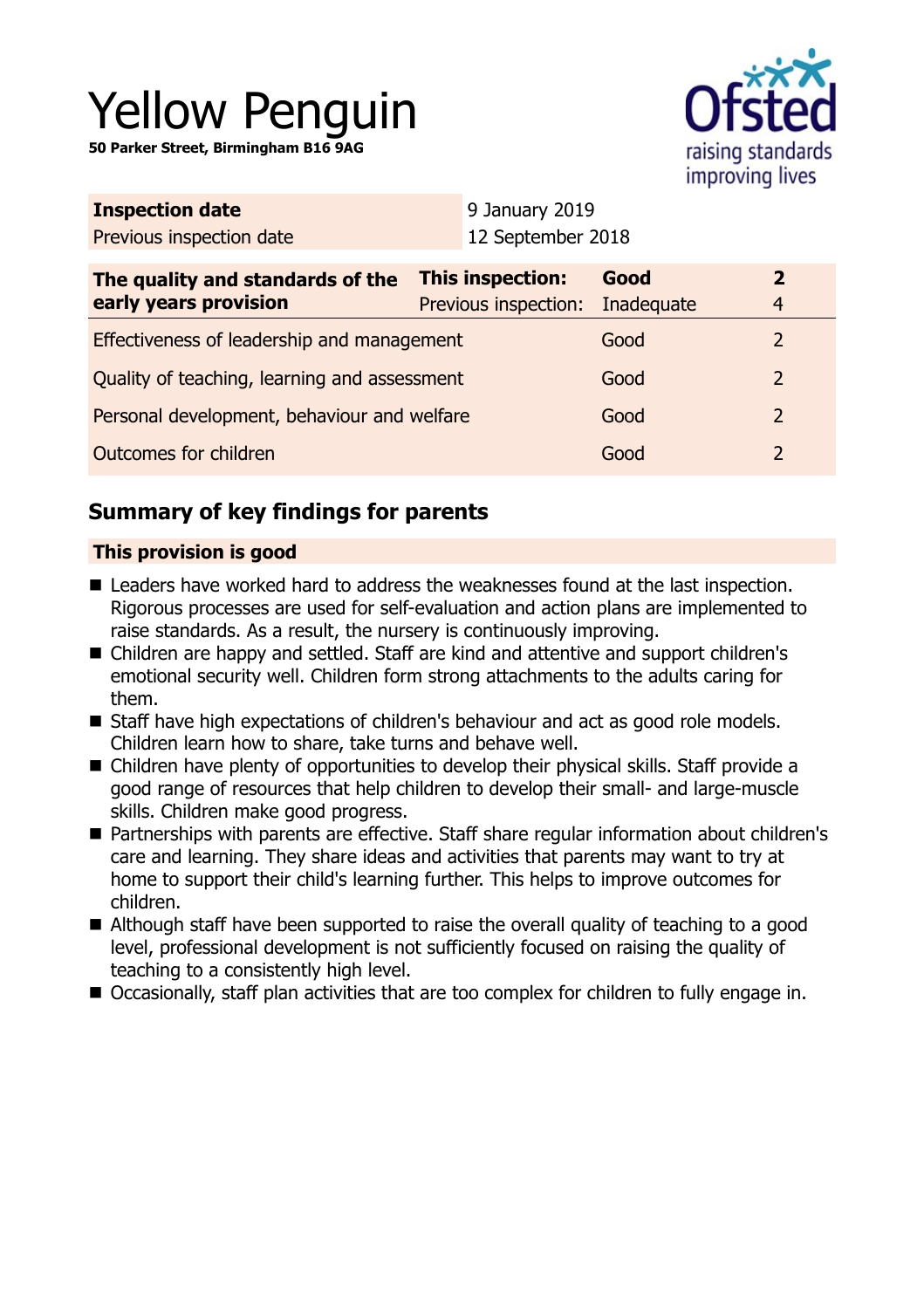# Yellow Penguin

**50 Parker Street, Birmingham B16 9AG**

| **Inspection date** | 9 January 2019 |
|---|---|
| Previous inspection date | 12 September 2018 |

| **The quality and standards of the early years provision** | **This inspection:** | **Good** | **2** |
|---|---|---|---|
| | Previous inspection: | Inadequate | 4 |
| Effectiveness of leadership and management | | Good | 2 |
| Quality of teaching, learning and assessment | | Good | 2 |
| Personal development, behaviour and welfare | | Good | 2 |
| Outcomes for children | | Good | 2 |

## Summary of key findings for parents

**This provision is good**

- Leaders have worked hard to address the weaknesses found at the last inspection. Rigorous processes are used for self-evaluation and action plans are implemented to raise standards. As a result, the nursery is continuously improving.
- Children are happy and settled. Staff are kind and attentive and support children's emotional security well. Children form strong attachments to the adults caring for them.
- Staff have high expectations of children's behaviour and act as good role models. Children learn how to share, take turns and behave well.
- Children have plenty of opportunities to develop their physical skills. Staff provide a good range of resources that help children to develop their small- and large-muscle skills. Children make good progress.
- Partnerships with parents are effective. Staff share regular information about children's care and learning. They share ideas and activities that parents may want to try at home to support their child's learning further. This helps to improve outcomes for children.
- Although staff have been supported to raise the overall quality of teaching to a good level, professional development is not sufficiently focused on raising the quality of teaching to a consistently high level.
- Occasionally, staff plan activities that are too complex for children to fully engage in.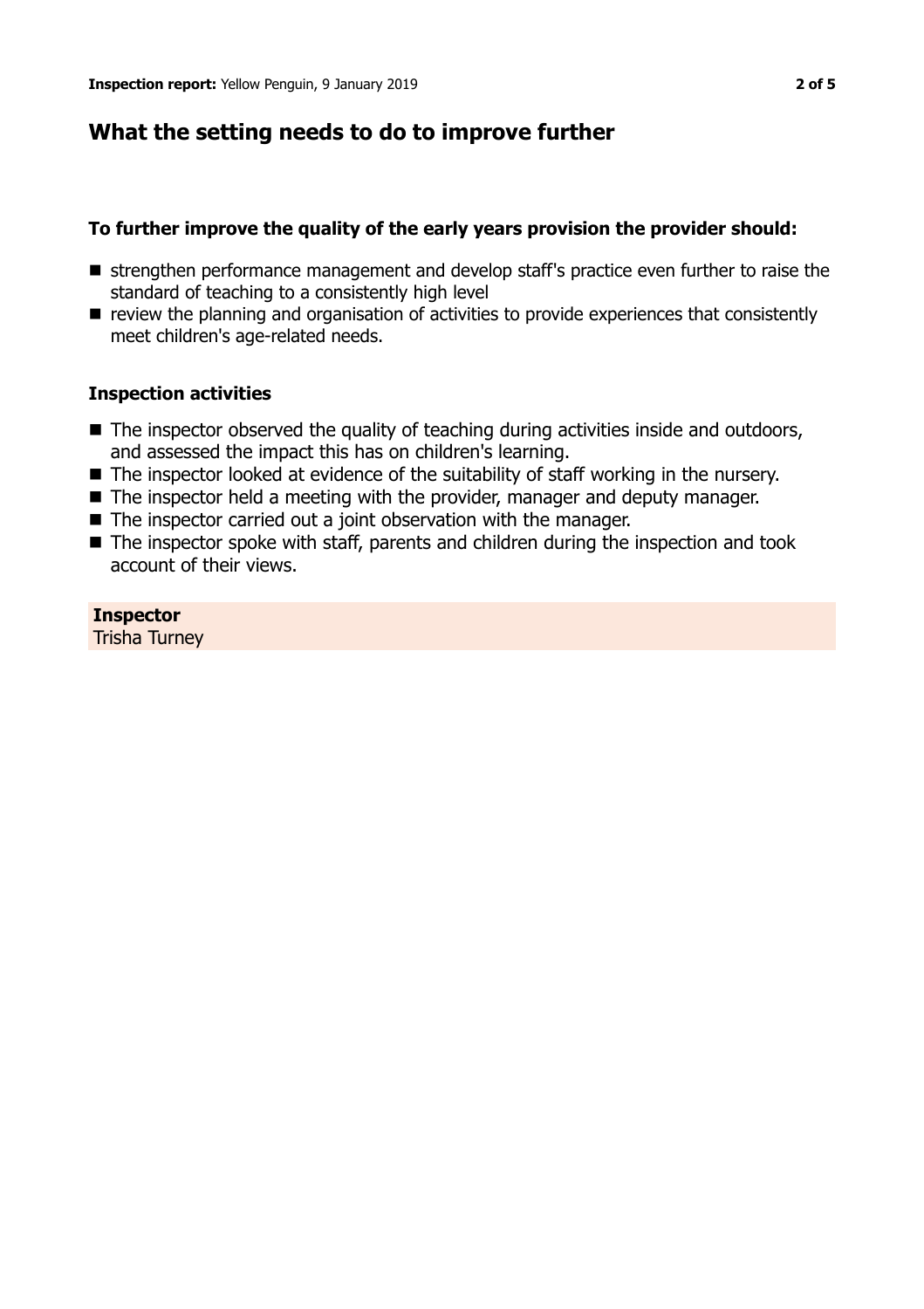## What the setting needs to do to improve further

### To further improve the quality of the early years provision the provider should:

- strengthen performance management and develop staff's practice even further to raise the standard of teaching to a consistently high level
- review the planning and organisation of activities to provide experiences that consistently meet children's age-related needs.

### Inspection activities

- The inspector observed the quality of teaching during activities inside and outdoors, and assessed the impact this has on children's learning.
- The inspector looked at evidence of the suitability of staff working in the nursery.
- The inspector held a meeting with the provider, manager and deputy manager.
- The inspector carried out a joint observation with the manager.
- The inspector spoke with staff, parents and children during the inspection and took account of their views.

**Inspector**
Trisha Turney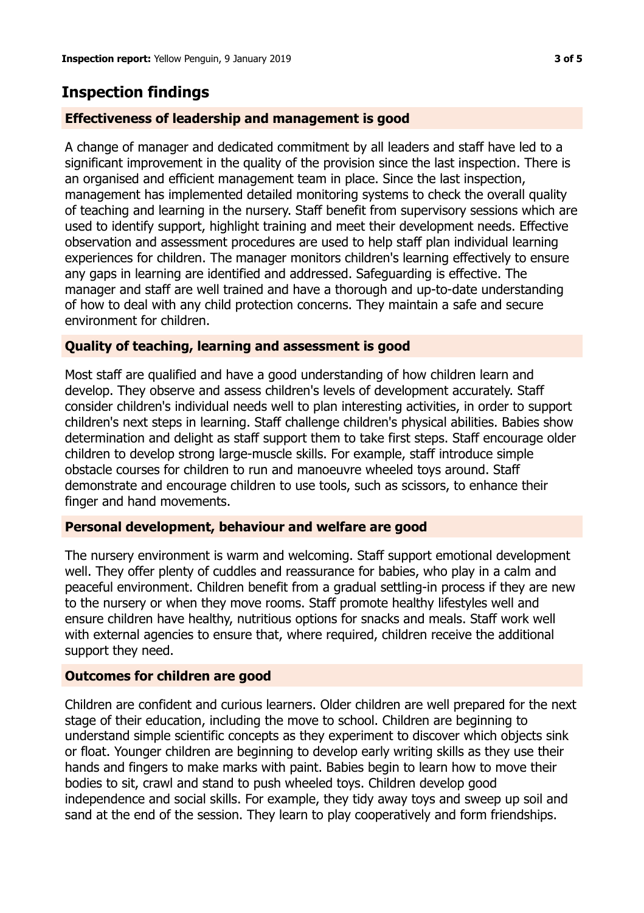## Inspection findings

### Effectiveness of leadership and management is good

A change of manager and dedicated commitment by all leaders and staff have led to a significant improvement in the quality of the provision since the last inspection. There is an organised and efficient management team in place. Since the last inspection, management has implemented detailed monitoring systems to check the overall quality of teaching and learning in the nursery. Staff benefit from supervisory sessions which are used to identify support, highlight training and meet their development needs. Effective observation and assessment procedures are used to help staff plan individual learning experiences for children. The manager monitors children's learning effectively to ensure any gaps in learning are identified and addressed. Safeguarding is effective. The manager and staff are well trained and have a thorough and up-to-date understanding of how to deal with any child protection concerns. They maintain a safe and secure environment for children.

### Quality of teaching, learning and assessment is good

Most staff are qualified and have a good understanding of how children learn and develop. They observe and assess children's levels of development accurately. Staff consider children's individual needs well to plan interesting activities, in order to support children's next steps in learning. Staff challenge children's physical abilities. Babies show determination and delight as staff support them to take first steps. Staff encourage older children to develop strong large-muscle skills. For example, staff introduce simple obstacle courses for children to run and manoeuvre wheeled toys around. Staff demonstrate and encourage children to use tools, such as scissors, to enhance their finger and hand movements.

### Personal development, behaviour and welfare are good

The nursery environment is warm and welcoming. Staff support emotional development well. They offer plenty of cuddles and reassurance for babies, who play in a calm and peaceful environment. Children benefit from a gradual settling-in process if they are new to the nursery or when they move rooms. Staff promote healthy lifestyles well and ensure children have healthy, nutritious options for snacks and meals. Staff work well with external agencies to ensure that, where required, children receive the additional support they need.

### Outcomes for children are good

Children are confident and curious learners. Older children are well prepared for the next stage of their education, including the move to school. Children are beginning to understand simple scientific concepts as they experiment to discover which objects sink or float. Younger children are beginning to develop early writing skills as they use their hands and fingers to make marks with paint. Babies begin to learn how to move their bodies to sit, crawl and stand to push wheeled toys. Children develop good independence and social skills. For example, they tidy away toys and sweep up soil and sand at the end of the session. They learn to play cooperatively and form friendships.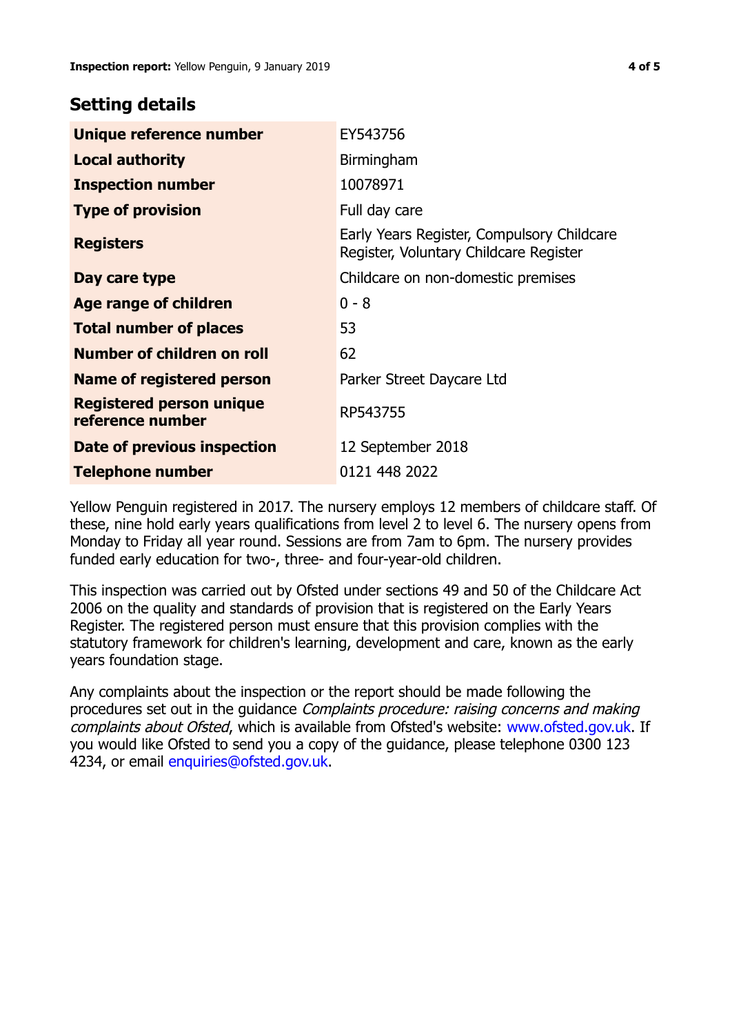## Setting details

| | |
|---|---|
| **Unique reference number** | EY543756 |
| **Local authority** | Birmingham |
| **Inspection number** | 10078971 |
| **Type of provision** | Full day care |
| **Registers** | Early Years Register, Compulsory Childcare Register, Voluntary Childcare Register |
| **Day care type** | Childcare on non-domestic premises |
| **Age range of children** | 0 - 8 |
| **Total number of places** | 53 |
| **Number of children on roll** | 62 |
| **Name of registered person** | Parker Street Daycare Ltd |
| **Registered person unique reference number** | RP543755 |
| **Date of previous inspection** | 12 September 2018 |
| **Telephone number** | 0121 448 2022 |

Yellow Penguin registered in 2017. The nursery employs 12 members of childcare staff. Of these, nine hold early years qualifications from level 2 to level 6. The nursery opens from Monday to Friday all year round. Sessions are from 7am to 6pm. The nursery provides funded early education for two-, three- and four-year-old children.

This inspection was carried out by Ofsted under sections 49 and 50 of the Childcare Act 2006 on the quality and standards of provision that is registered on the Early Years Register. The registered person must ensure that this provision complies with the statutory framework for children's learning, development and care, known as the early years foundation stage.

Any complaints about the inspection or the report should be made following the procedures set out in the guidance *Complaints procedure: raising concerns and making complaints about Ofsted*, which is available from Ofsted's website: www.ofsted.gov.uk. If you would like Ofsted to send you a copy of the guidance, please telephone 0300 123 4234, or email enquiries@ofsted.gov.uk.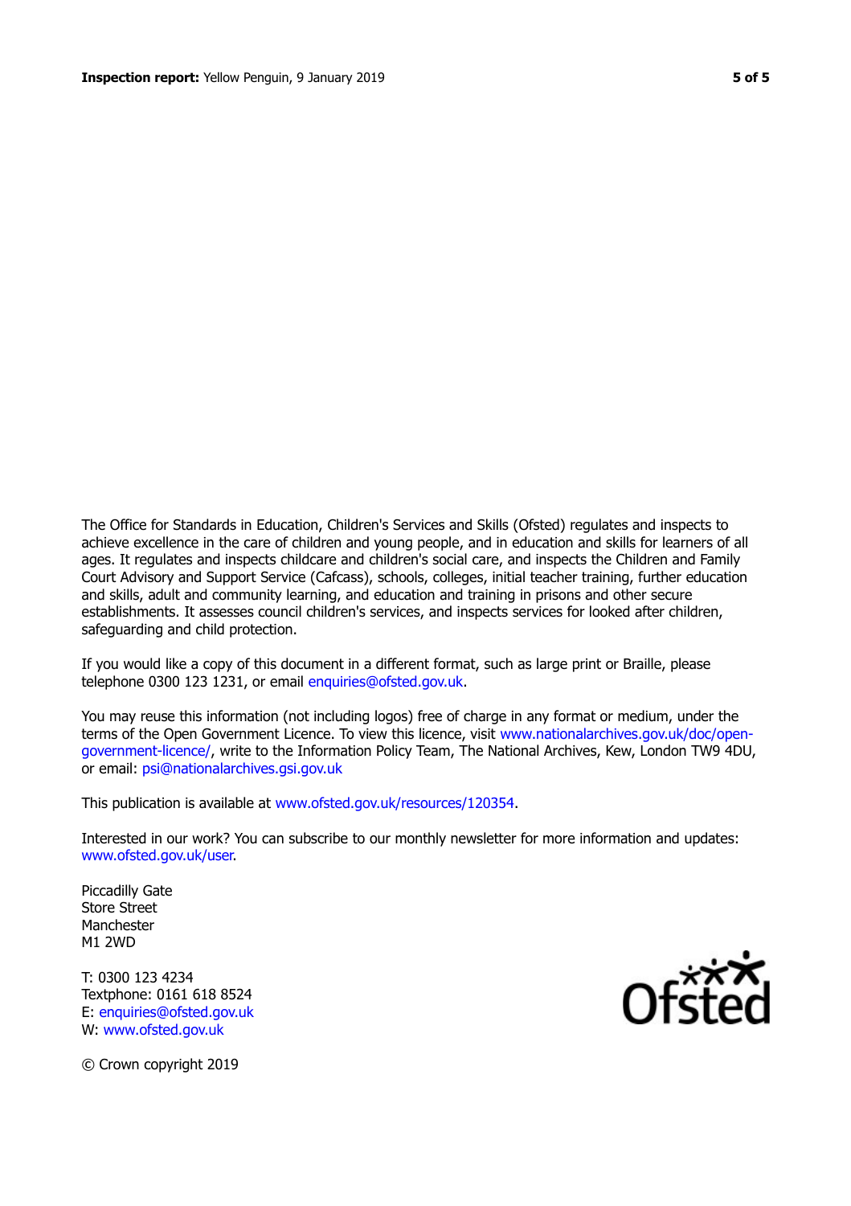The Office for Standards in Education, Children's Services and Skills (Ofsted) regulates and inspects to achieve excellence in the care of children and young people, and in education and skills for learners of all ages. It regulates and inspects childcare and children's social care, and inspects the Children and Family Court Advisory and Support Service (Cafcass), schools, colleges, initial teacher training, further education and skills, adult and community learning, and education and training in prisons and other secure establishments. It assesses council children's services, and inspects services for looked after children, safeguarding and child protection.

If you would like a copy of this document in a different format, such as large print or Braille, please telephone 0300 123 1231, or email enquiries@ofsted.gov.uk.

You may reuse this information (not including logos) free of charge in any format or medium, under the terms of the Open Government Licence. To view this licence, visit www.nationalarchives.gov.uk/doc/open-government-licence/, write to the Information Policy Team, The National Archives, Kew, London TW9 4DU, or email: psi@nationalarchives.gsi.gov.uk

This publication is available at www.ofsted.gov.uk/resources/120354.

Interested in our work? You can subscribe to our monthly newsletter for more information and updates: www.ofsted.gov.uk/user.

Piccadilly Gate
Store Street
Manchester
M1 2WD

T: 0300 123 4234
Textphone: 0161 618 8524
E: enquiries@ofsted.gov.uk
W: www.ofsted.gov.uk

© Crown copyright 2019

Ofsted